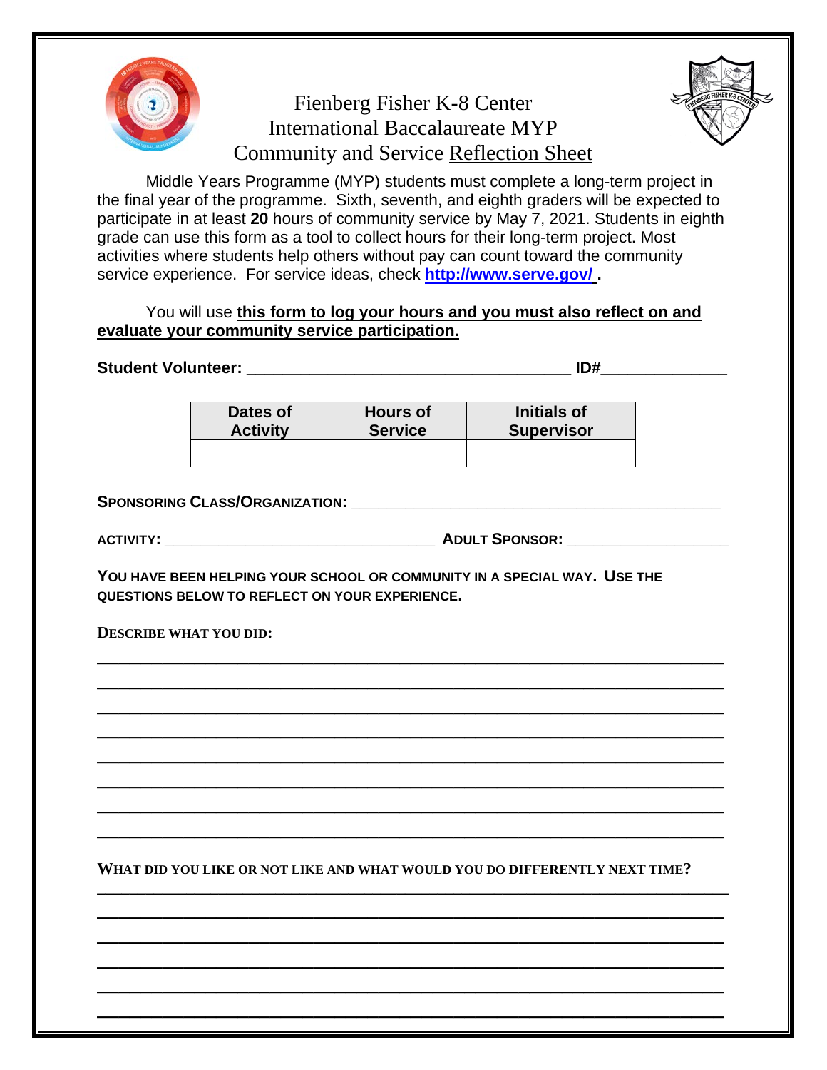# Fienberg Fisher K-8 Center
## International Baccalaureate MYP
## Community and Service Reflection Sheet

Middle Years Programme (MYP) students must complete a long-term project in the final year of the programme. Sixth, seventh, and eighth graders will be expected to participate in at least **20** hours of community service by May 7, 2021. Students in eighth grade can use this form as a tool to collect hours for their long-term project. Most activities where students help others without pay can count toward the community service experience. For service ideas, check **http://www.serve.gov/ .**

You will use **this form to log your hours and you must also reflect on and evaluate your community service participation.**

**Student Volunteer:** ____________________________________ **ID#**______________

| Dates of Activity | Hours of Service | Initials of Supervisor |
|---|---|---|
| | | |

**SPONSORING CLASS/ORGANIZATION:** ____________________________________________

**ACTIVITY:** _________________________________ **ADULT SPONSOR:** ___________________

**YOU HAVE BEEN HELPING YOUR SCHOOL OR COMMUNITY IN A SPECIAL WAY. USE THE QUESTIONS BELOW TO REFLECT ON YOUR EXPERIENCE.**

**DESCRIBE WHAT YOU DID:**

________________________________________________________________________

________________________________________________________________________

________________________________________________________________________

________________________________________________________________________

________________________________________________________________________

________________________________________________________________________

________________________________________________________________________

________________________________________________________________________

**WHAT DID YOU LIKE OR NOT LIKE AND WHAT WOULD YOU DO DIFFERENTLY NEXT TIME?**

________________________________________________________________________

________________________________________________________________________

________________________________________________________________________

________________________________________________________________________

________________________________________________________________________

________________________________________________________________________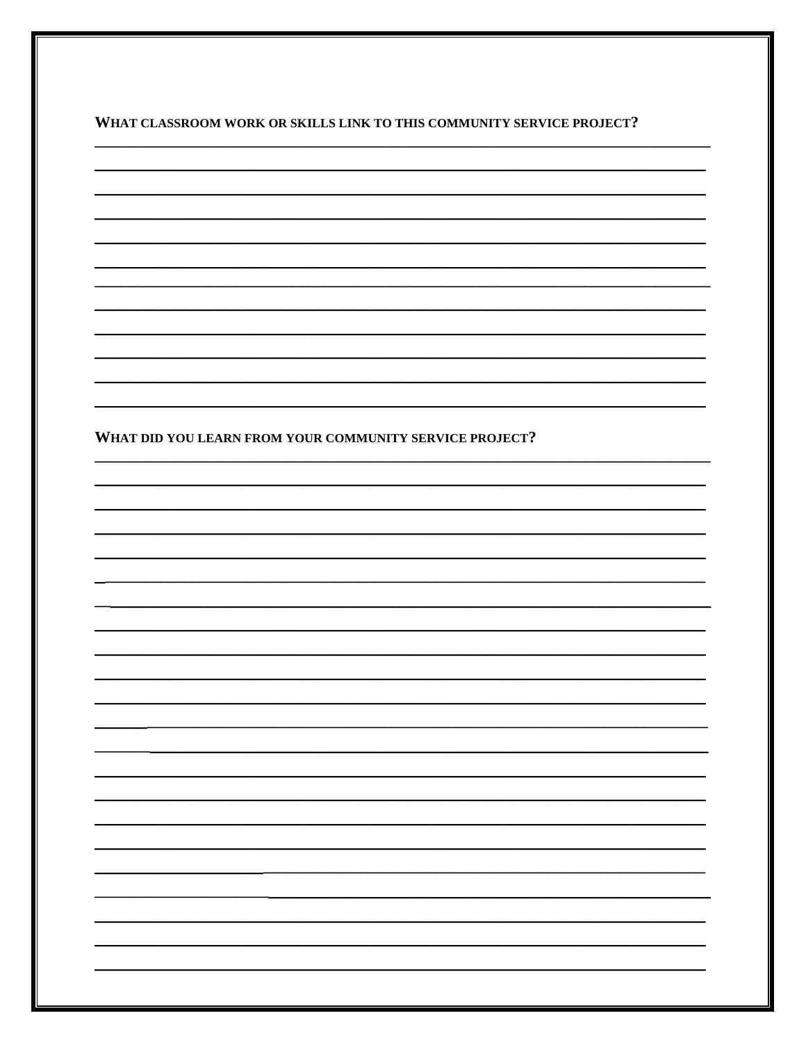**WHAT CLASSROOM WORK OR SKILLS LINK TO THIS COMMUNITY SERVICE PROJECT?**

**WHAT DID YOU LEARN FROM YOUR COMMUNITY SERVICE PROJECT?**